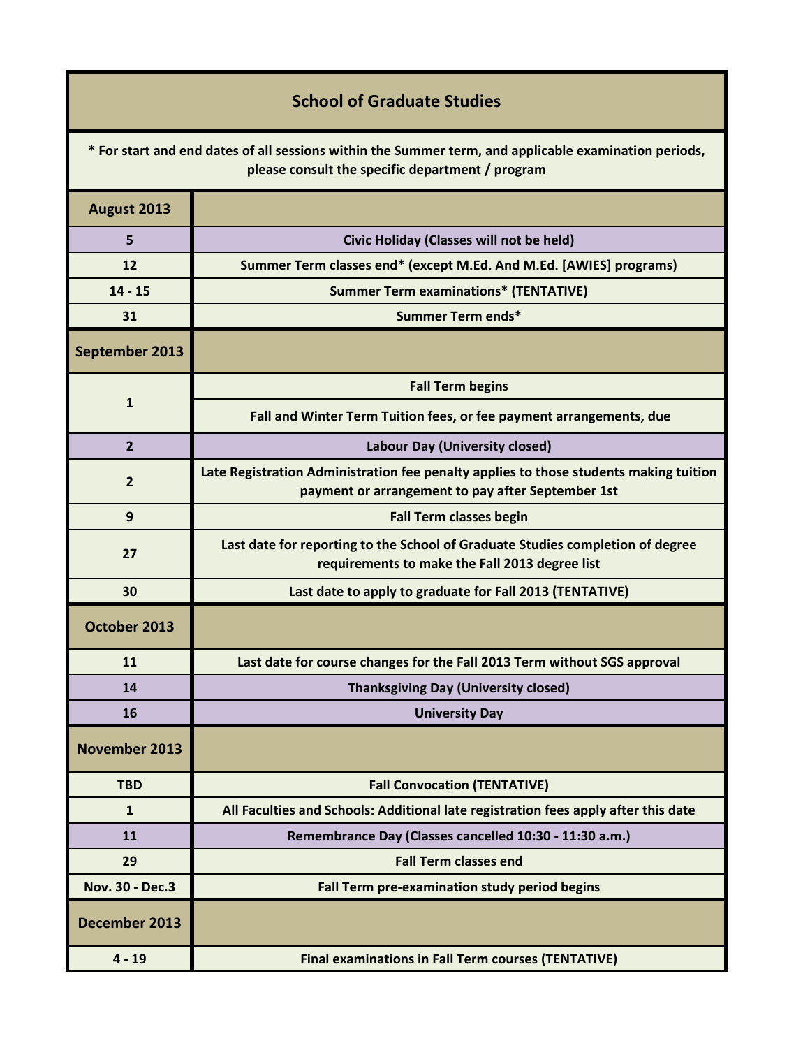## School of Graduate Studies

**\* For start and end dates of all sessions within the Summer term, and applicable examination periods, please consult the specific department / program**

| **August 2013** | |
|---|---|
| 5 | Civic Holiday (Classes will not be held) |
| 12 | Summer Term classes end* (except M.Ed. And M.Ed. [AWIES] programs) |
| 14 - 15 | Summer Term examinations* (TENTATIVE) |
| 31 | Summer Term ends* |
| **September 2013** | |
| 1 | Fall Term begins |
| | Fall and Winter Term Tuition fees, or fee payment arrangements, due |
| 2 | Labour Day (University closed) |
| 2 | Late Registration Administration fee penalty applies to those students making tuition payment or arrangement to pay after September 1st |
| 9 | Fall Term classes begin |
| 27 | Last date for reporting to the School of Graduate Studies completion of degree requirements to make the Fall 2013 degree list |
| 30 | Last date to apply to graduate for Fall 2013 (TENTATIVE) |
| **October 2013** | |
| 11 | Last date for course changes for the Fall 2013 Term without SGS approval |
| 14 | Thanksgiving Day (University closed) |
| 16 | University Day |
| **November 2013** | |
| TBD | Fall Convocation (TENTATIVE) |
| 1 | All Faculties and Schools: Additional late registration fees apply after this date |
| 11 | Remembrance Day (Classes cancelled 10:30 - 11:30 a.m.) |
| 29 | Fall Term classes end |
| Nov. 30 - Dec.3 | Fall Term pre-examination study period begins |
| **December 2013** | |
| 4 - 19 | Final examinations in Fall Term courses (TENTATIVE) |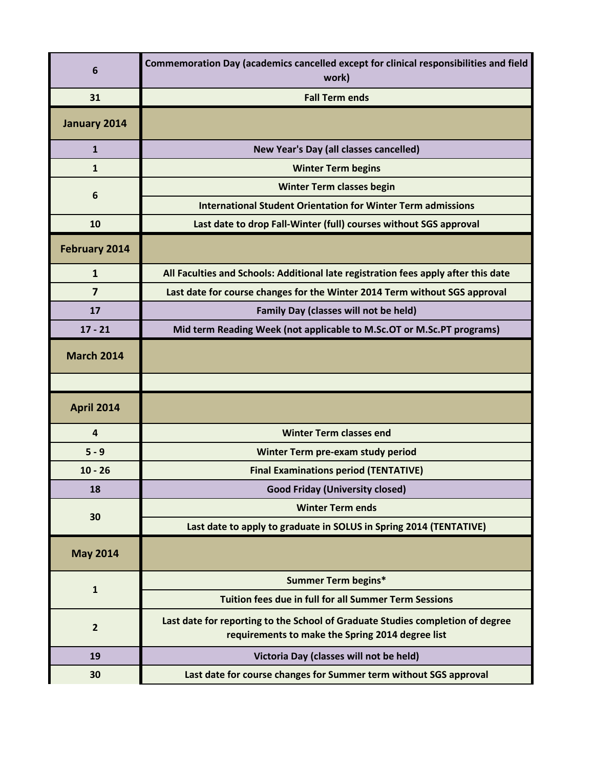| | |
|---|---|
| 6 | Commemoration Day (academics cancelled except for clinical responsibilities and field work) |
| 31 | Fall Term ends |
| **January 2014** | |
| 1 | New Year's Day (all classes cancelled) |
| 1 | Winter Term begins |
| 6 | Winter Term classes begin |
| | International Student Orientation for Winter Term admissions |
| 10 | Last date to drop Fall-Winter (full) courses without SGS approval |
| **February 2014** | |
| 1 | All Faculties and Schools: Additional late registration fees apply after this date |
| 7 | Last date for course changes for the Winter 2014 Term without SGS approval |
| 17 | Family Day (classes will not be held) |
| 17 - 21 | Mid term Reading Week (not applicable to M.Sc.OT or M.Sc.PT programs) |
| **March 2014** | |
| | |
| **April 2014** | |
| 4 | Winter Term classes end |
| 5 - 9 | Winter Term pre-exam study period |
| 10 - 26 | Final Examinations period (TENTATIVE) |
| 18 | Good Friday (University closed) |
| 30 | Winter Term ends |
| | Last date to apply to graduate in SOLUS in Spring 2014 (TENTATIVE) |
| **May 2014** | |
| 1 | Summer Term begins* |
| | Tuition fees due in full for all Summer Term Sessions |
| 2 | Last date for reporting to the School of Graduate Studies completion of degree requirements to make the Spring 2014 degree list |
| 19 | Victoria Day (classes will not be held) |
| 30 | Last date for course changes for Summer term without SGS approval |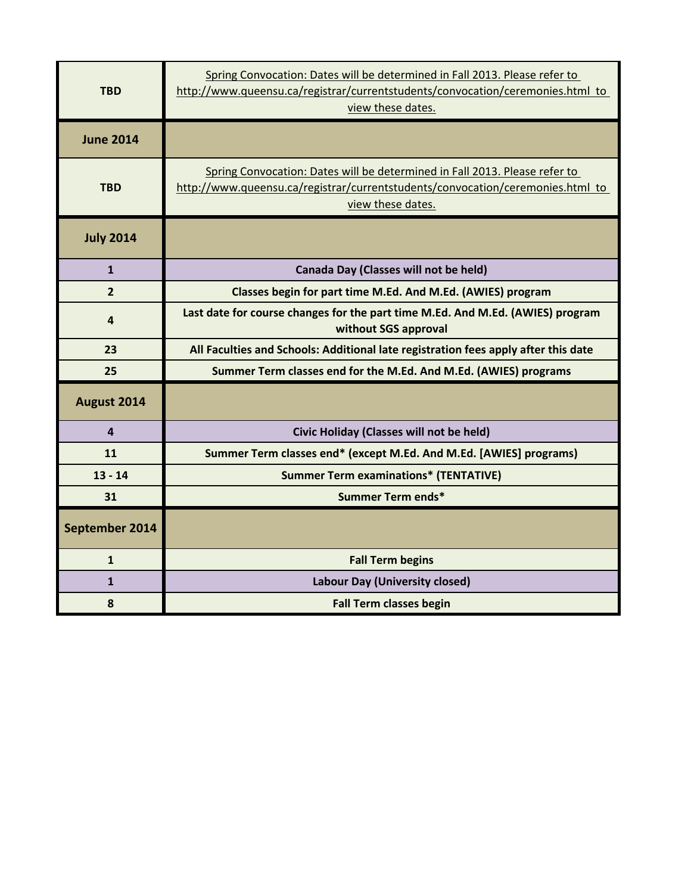| | |
|---|---|
| **TBD** | Spring Convocation: Dates will be determined in Fall 2013. Please refer to http://www.queensu.ca/registrar/currentstudents/convocation/ceremonies.html to view these dates. |
| **June 2014** | |
| **TBD** | Spring Convocation: Dates will be determined in Fall 2013. Please refer to http://www.queensu.ca/registrar/currentstudents/convocation/ceremonies.html to view these dates. |
| **July 2014** | |
| **1** | **Canada Day (Classes will not be held)** |
| **2** | **Classes begin for part time M.Ed. And M.Ed. (AWIES) program** |
| **4** | **Last date for course changes for the part time M.Ed. And M.Ed. (AWIES) program without SGS approval** |
| **23** | **All Faculties and Schools: Additional late registration fees apply after this date** |
| **25** | **Summer Term classes end for the M.Ed. And M.Ed. (AWIES) programs** |
| **August 2014** | |
| **4** | **Civic Holiday (Classes will not be held)** |
| **11** | **Summer Term classes end* (except M.Ed. And M.Ed. [AWIES] programs)** |
| **13 - 14** | **Summer Term examinations* (TENTATIVE)** |
| **31** | **Summer Term ends*** |
| **September 2014** | |
| **1** | **Fall Term begins** |
| **1** | **Labour Day (University closed)** |
| **8** | **Fall Term classes begin** |